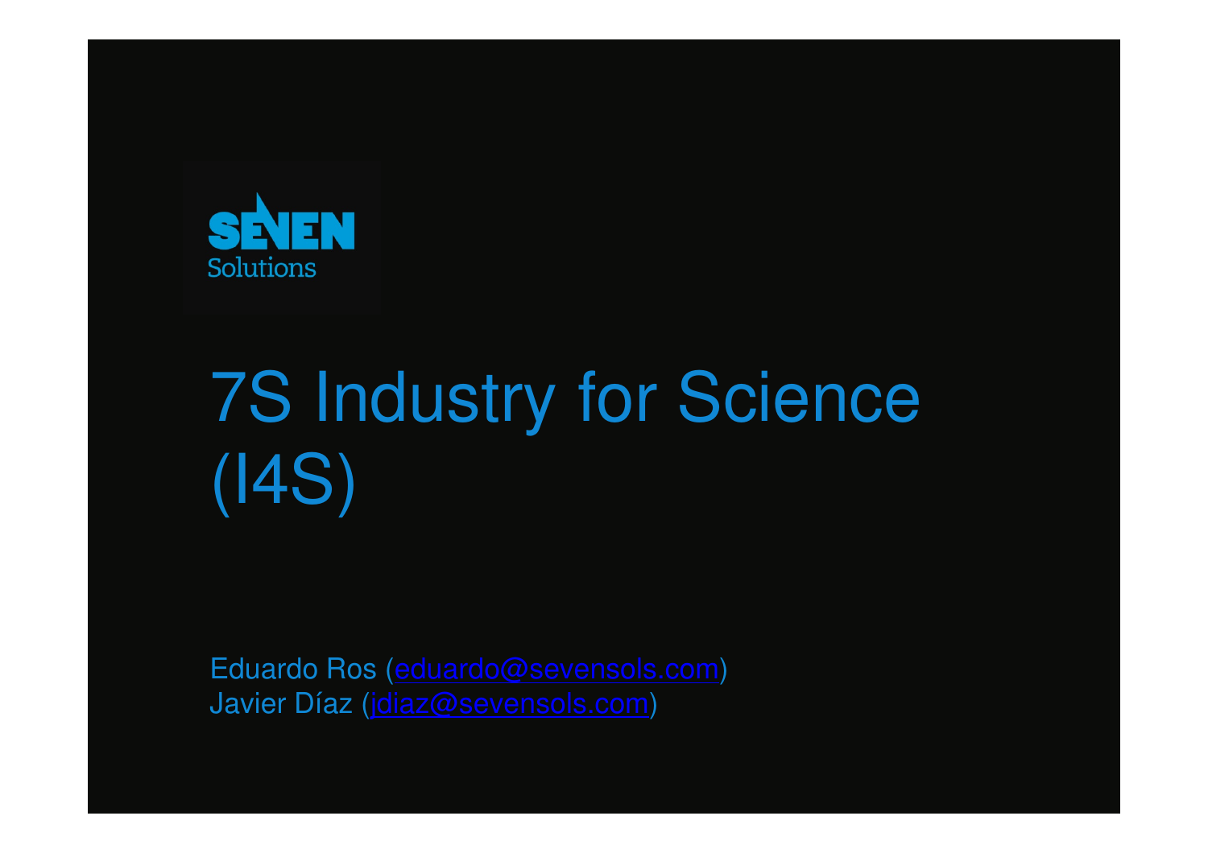SEVEN Solutions

# 7S Industry for Science (I4S)

Eduardo Ros (eduardo@sevensols.com)
Javier Díaz (jdiaz@sevensols.com)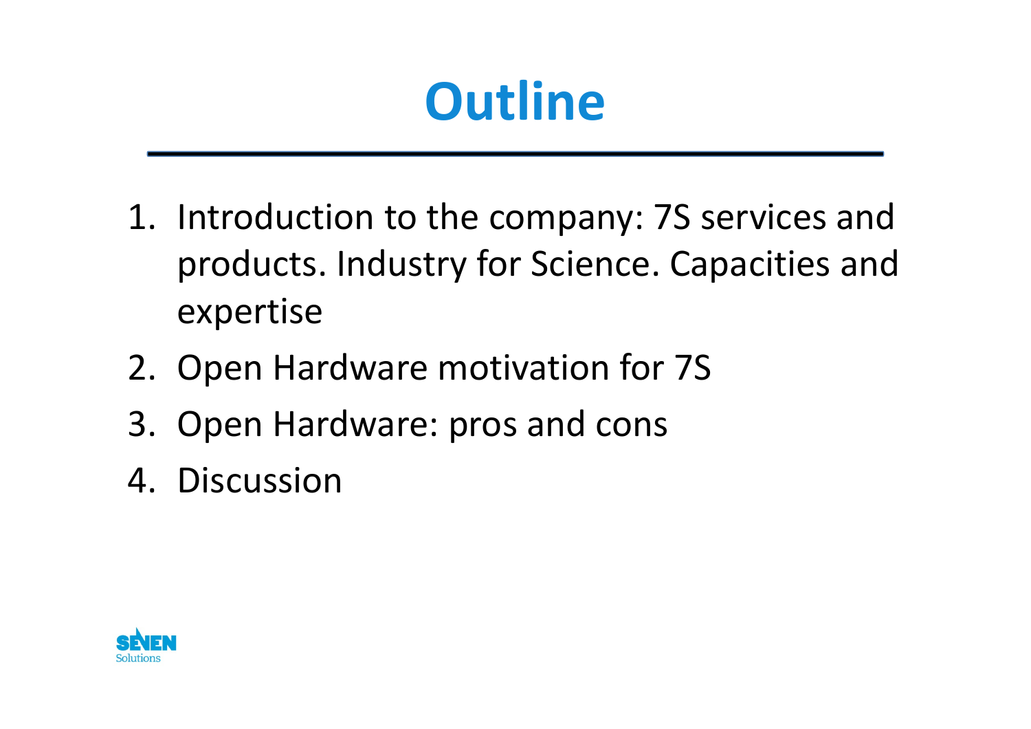# Outline

1. Introduction to the company: 7S services and products. Industry for Science. Capacities and expertise
2. Open Hardware motivation for 7S
3. Open Hardware: pros and cons
4. Discussion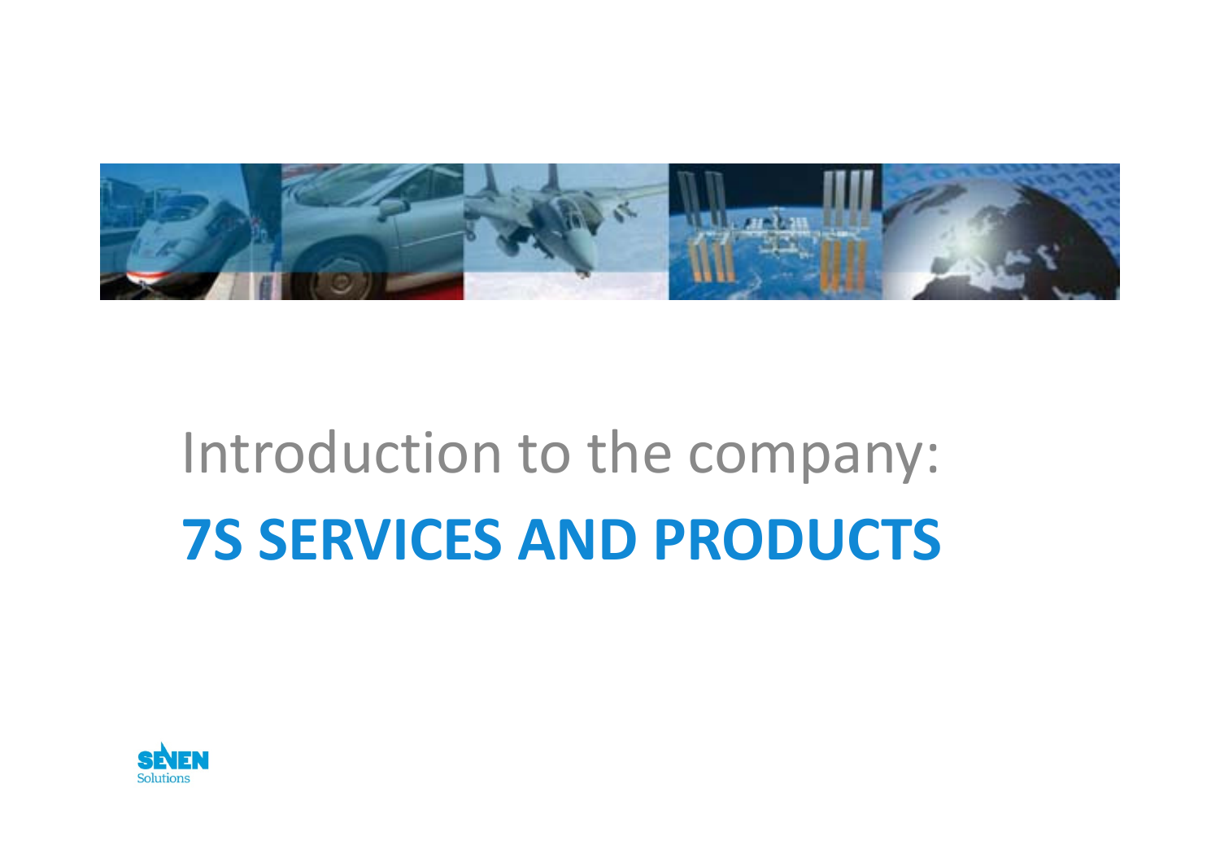# Introduction to the company:

## **7S SERVICES AND PRODUCTS**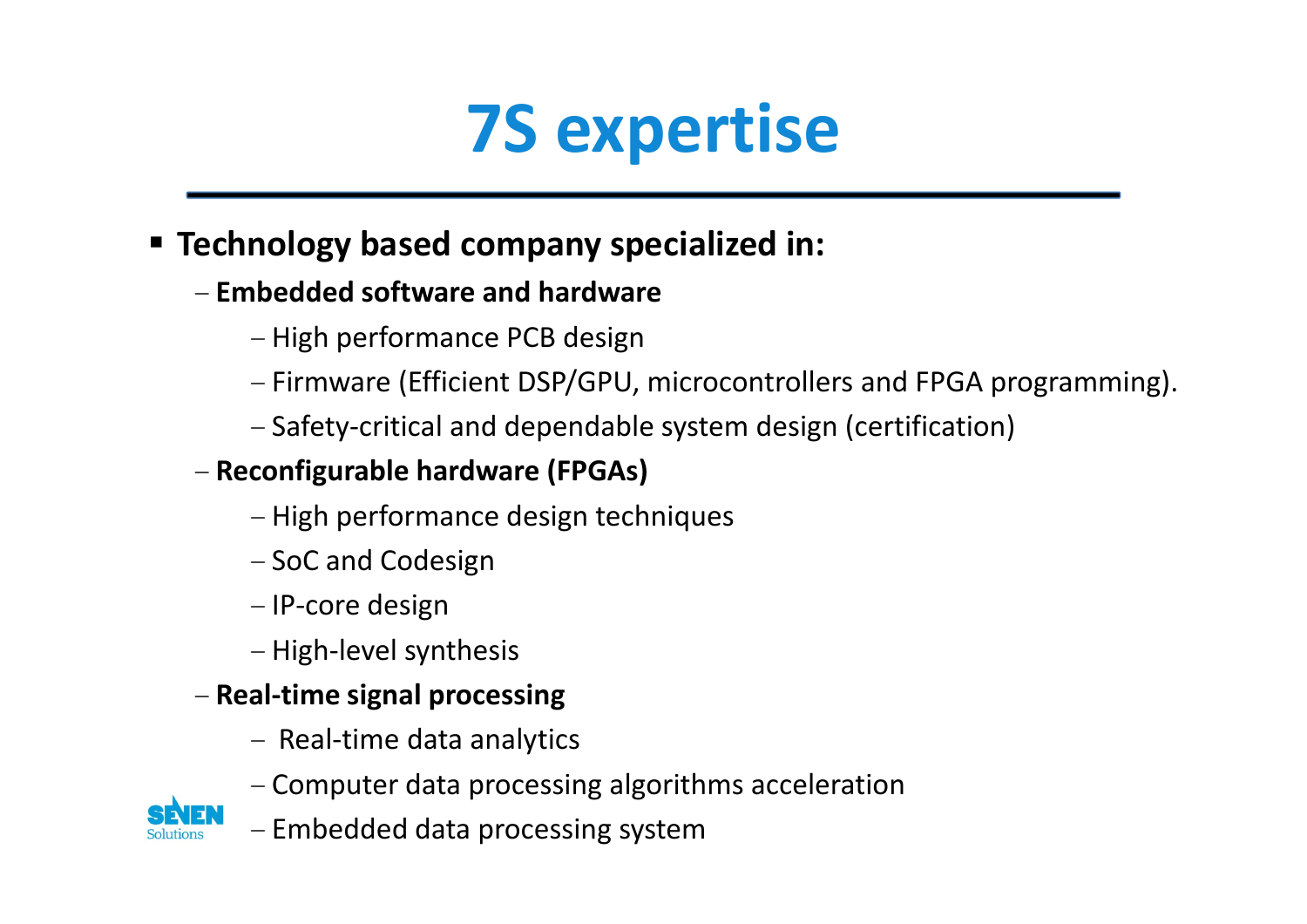# 7S expertise

- **Technology based company specialized in:**
  - **Embedded software and hardware**
    - High performance PCB design
    - Firmware (Efficient DSP/GPU, microcontrollers and FPGA programming).
    - Safety-critical and dependable system design (certification)
  - **Reconfigurable hardware (FPGAs)**
    - High performance design techniques
    - SoC and Codesign
    - IP-core design
    - High-level synthesis
  - **Real-time signal processing**
    - Real-time data analytics
    - Computer data processing algorithms acceleration
    - Embedded data processing system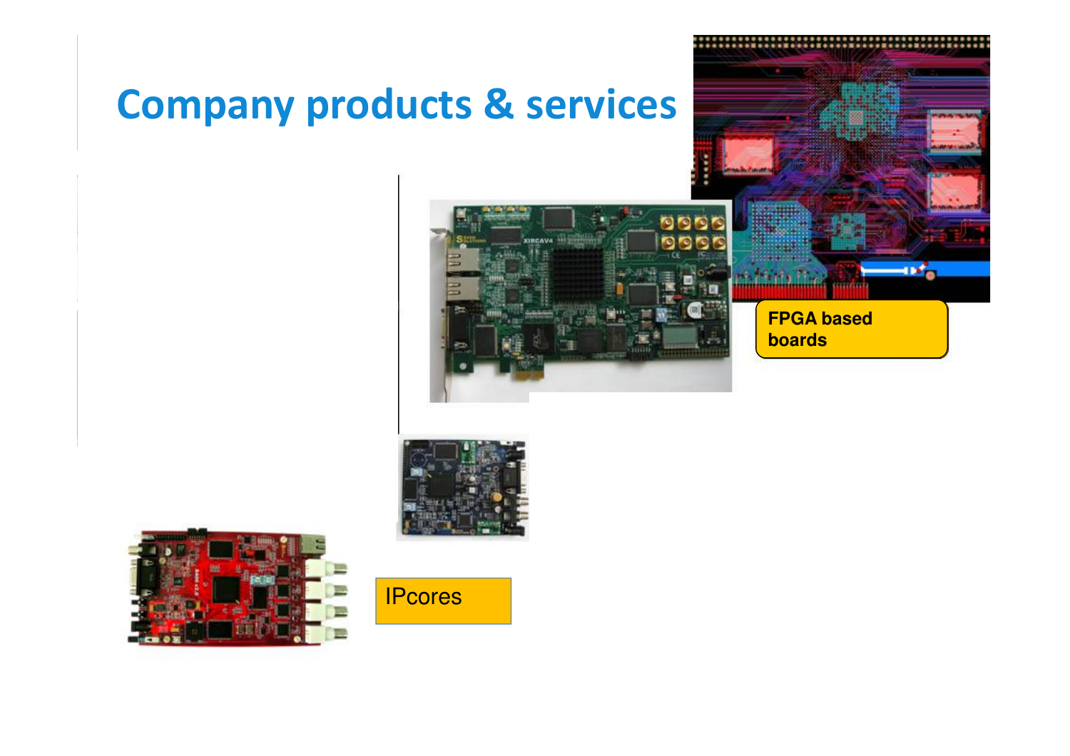# Company products & services

FPGA based boards

IPcores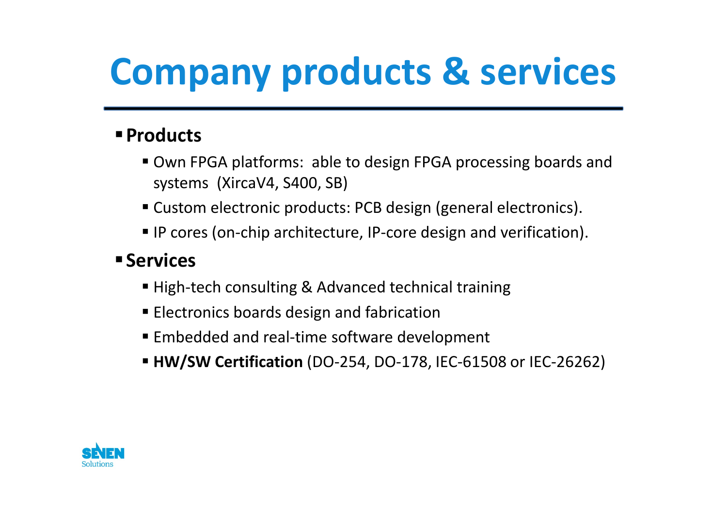# Company products & services

- **Products**
  - Own FPGA platforms:  able to design FPGA processing boards and systems  (XircaV4, S400, SB)
  - Custom electronic products: PCB design (general electronics).
  - IP cores (on-chip architecture, IP-core design and verification).
- **Services**
  - High-tech consulting & Advanced technical training
  - Electronics boards design and fabrication
  - Embedded and real-time software development
  - **HW/SW Certification** (DO-254, DO-178, IEC-61508 or IEC-26262)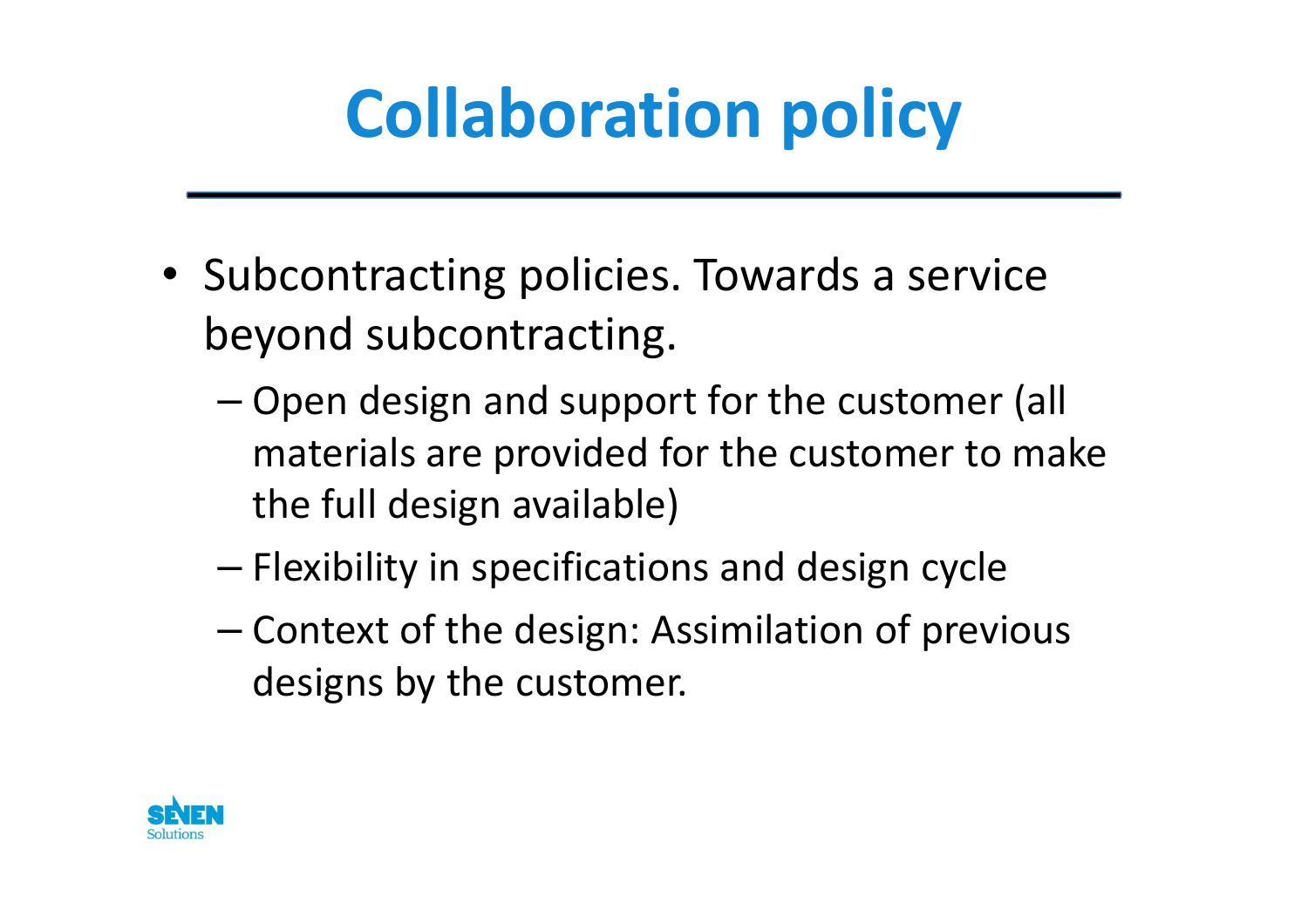# Collaboration policy

- Subcontracting policies. Towards a service beyond subcontracting.
  - Open design and support for the customer (all materials are provided for the customer to make the full design available)
  - Flexibility in specifications and design cycle
  - Context of the design: Assimilation of previous designs by the customer.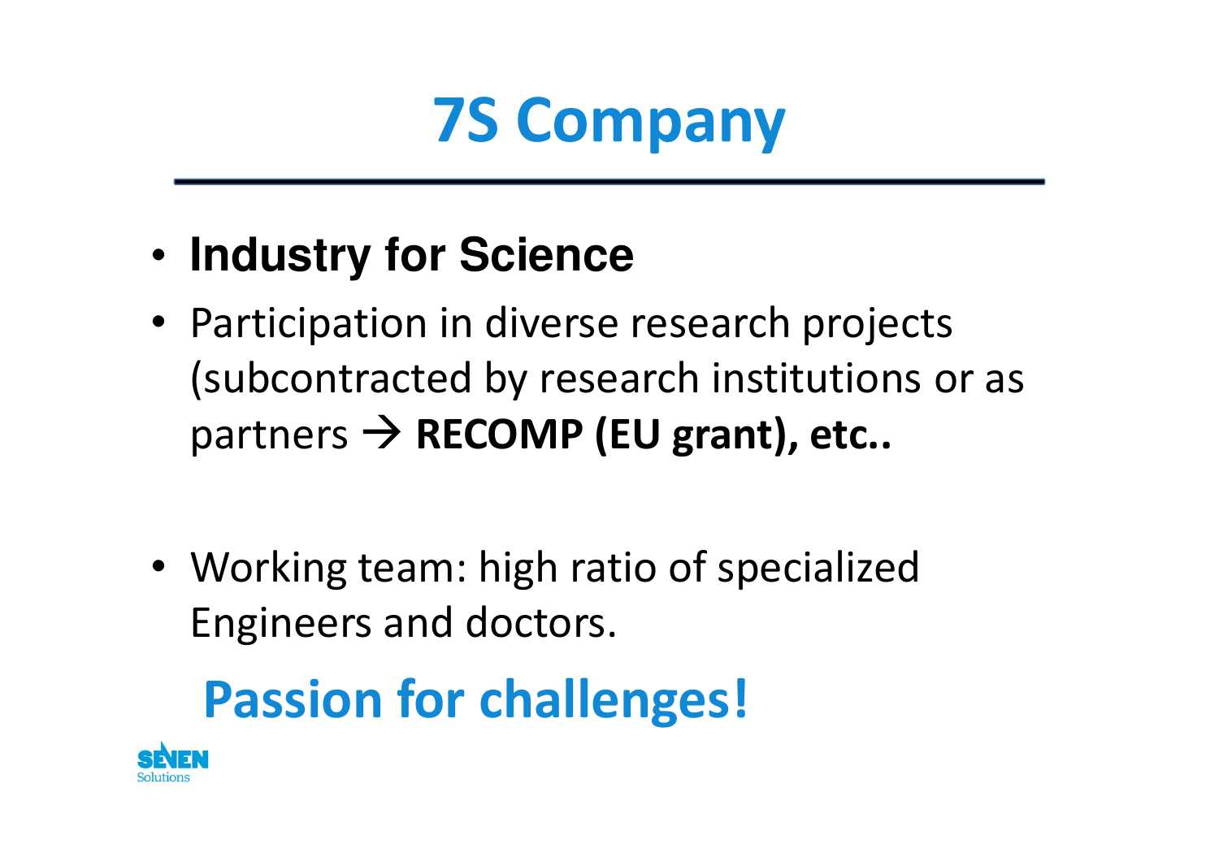# 7S Company

- **Industry for Science**
- Participation in diverse research projects (subcontracted by research institutions or as partners → **RECOMP (EU grant), etc..**
- Working team: high ratio of specialized Engineers and doctors.

## Passion for challenges!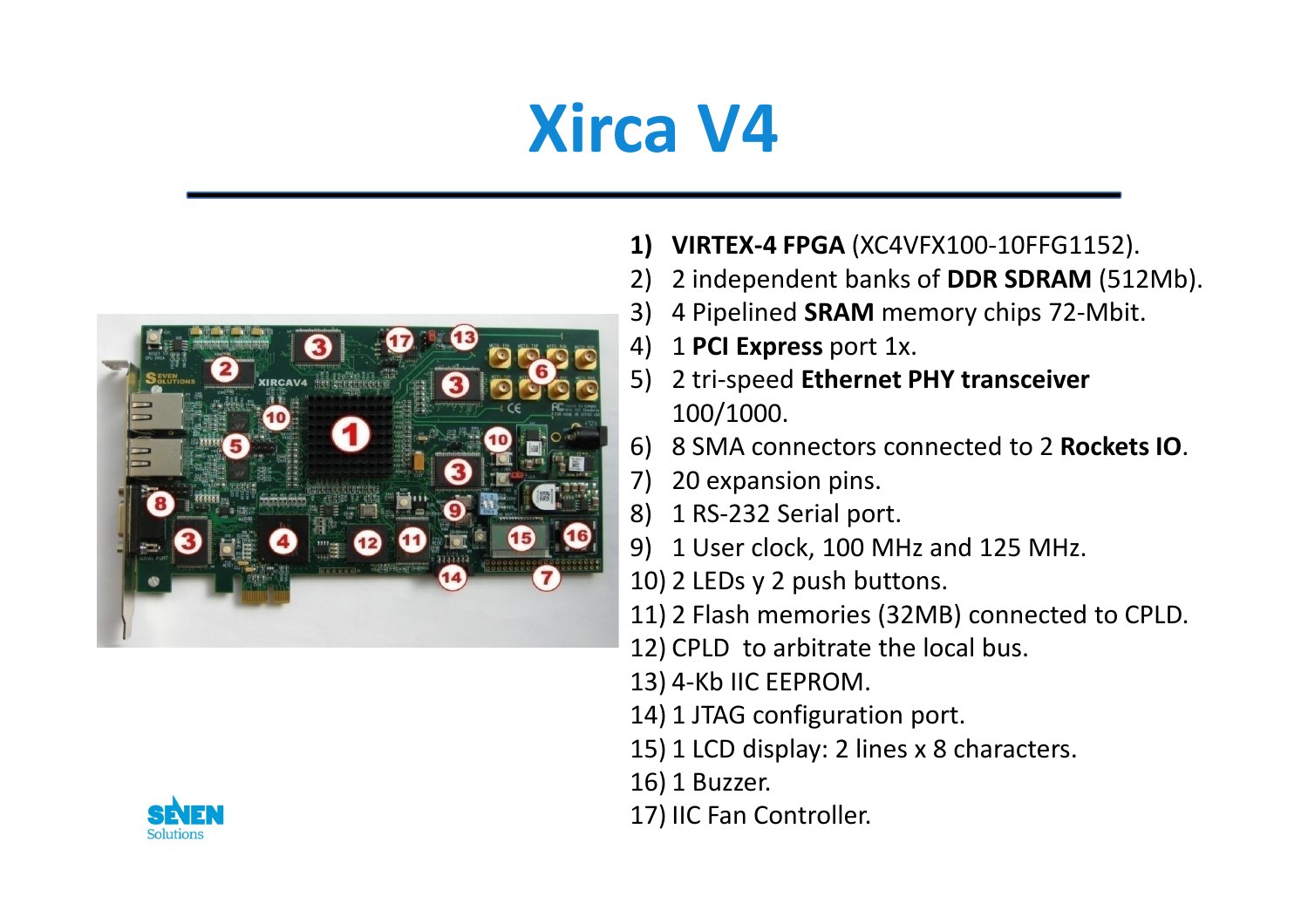# Xirca V4

1) **VIRTEX-4 FPGA** (XC4VFX100-10FFG1152).
2) 2 independent banks of **DDR SDRAM** (512Mb).
3) 4 Pipelined **SRAM** memory chips 72-Mbit.
4) 1 **PCI Express** port 1x.
5) 2 tri-speed **Ethernet PHY transceiver** 100/1000.
6) 8 SMA connectors connected to 2 **Rockets IO**.
7) 20 expansion pins.
8) 1 RS-232 Serial port.
9) 1 User clock, 100 MHz and 125 MHz.
10) 2 LEDs y 2 push buttons.
11) 2 Flash memories (32MB) connected to CPLD.
12) CPLD to arbitrate the local bus.
13) 4-Kb IIC EEPROM.
14) 1 JTAG configuration port.
15) 1 LCD display: 2 lines x 8 characters.
16) 1 Buzzer.
17) IIC Fan Controller.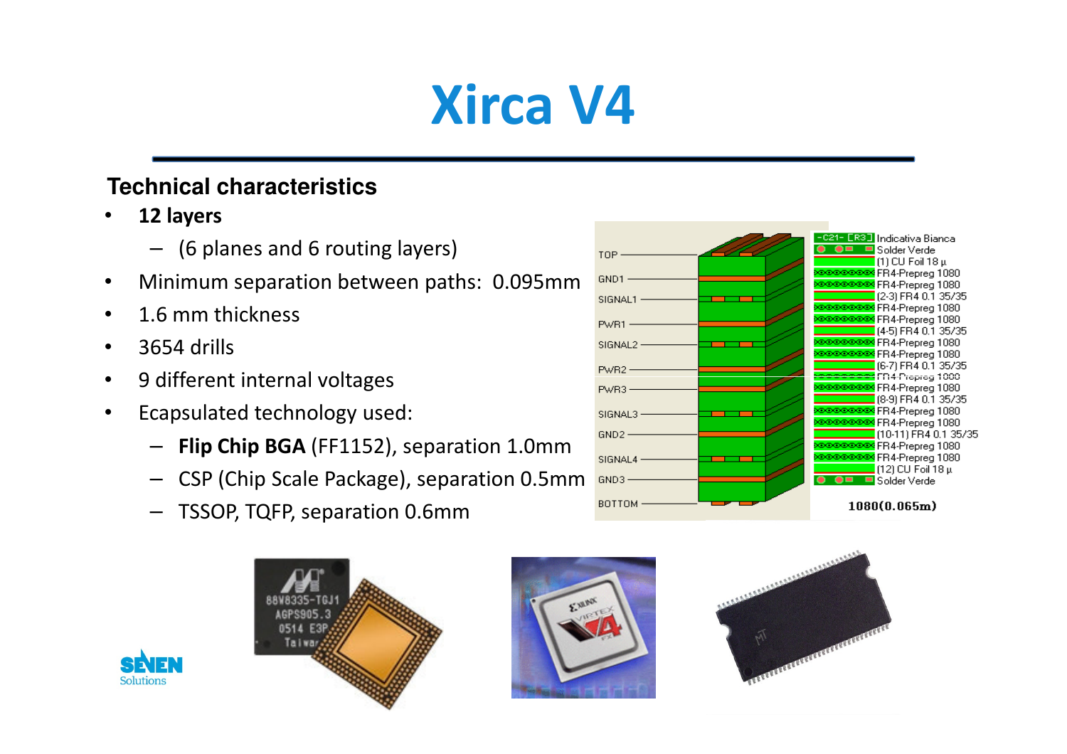# Xirca V4

## Technical characteristics

- **12 layers**
  - (6 planes and 6 routing layers)
- Minimum separation between paths: 0.095mm
- 1.6 mm thickness
- 3654 drills
- 9 different internal voltages
- Ecapsulated technology used:
  - **Flip Chip BGA** (FF1152), separation 1.0mm
  - CSP (Chip Scale Package), separation 0.5mm
  - TSSOP, TQFP, separation 0.6mm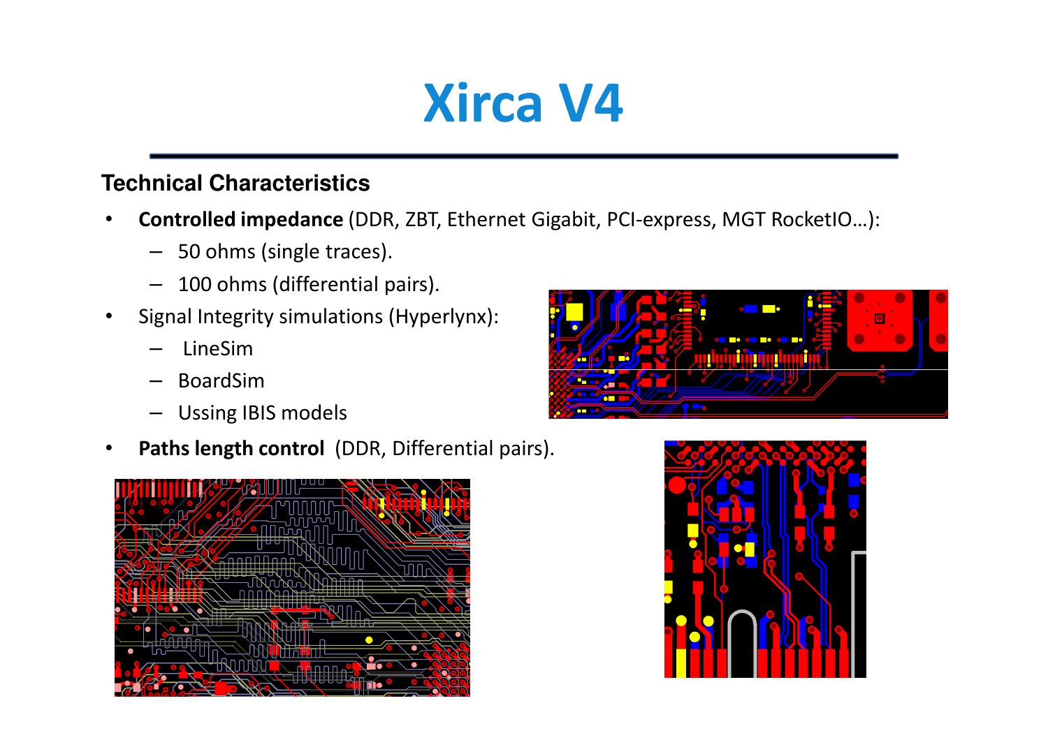# Xirca V4

### Technical Characteristics

- **Controlled impedance** (DDR, ZBT, Ethernet Gigabit, PCI-express, MGT RocketIO…):
  - 50 ohms (single traces).
  - 100 ohms (differential pairs).
- Signal Integrity simulations (Hyperlynx):
  - LineSim
  - BoardSim
  - Ussing IBIS models
- **Paths length control** (DDR, Differential pairs).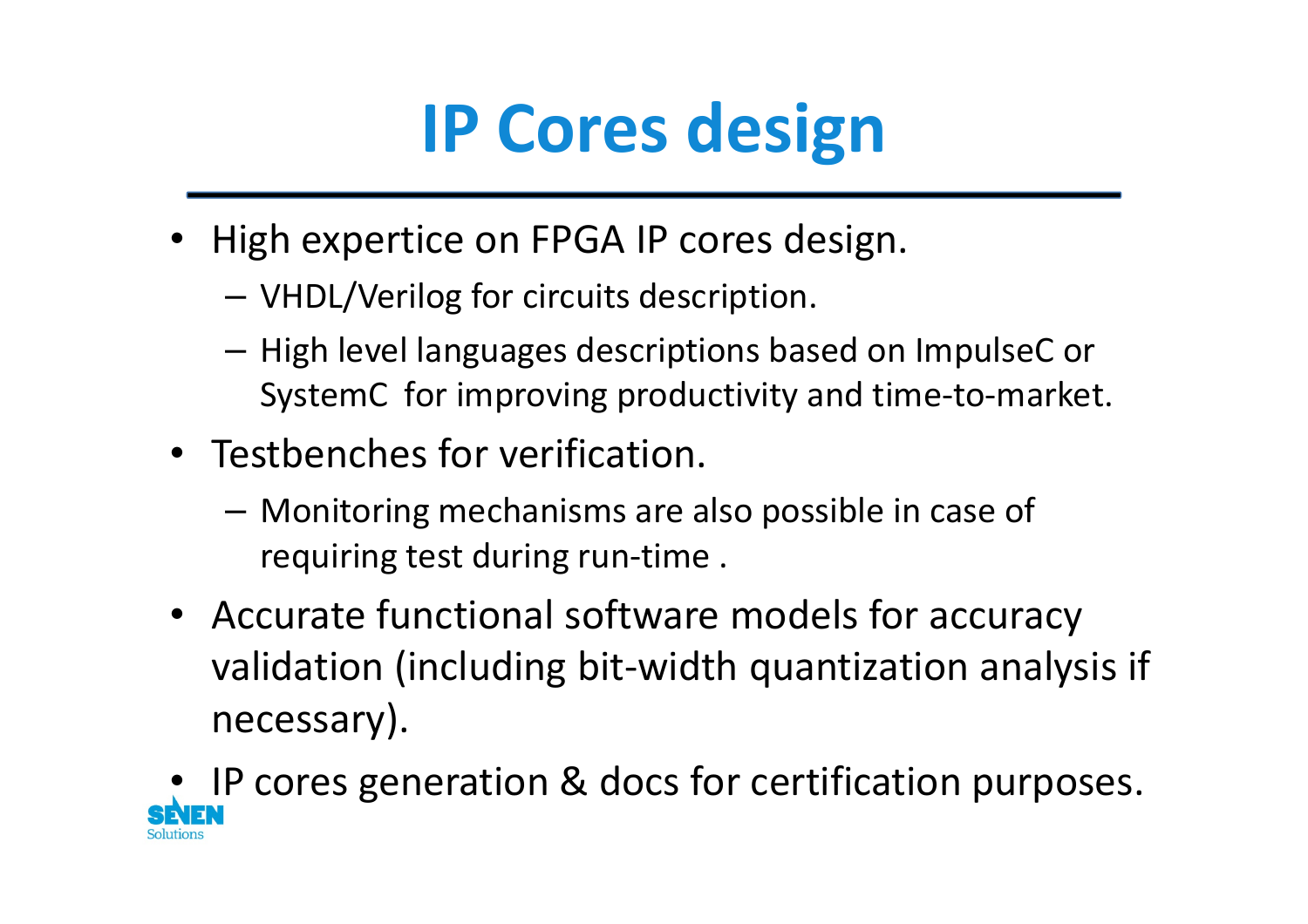# IP Cores design

- High expertice on FPGA IP cores design.
  - VHDL/Verilog for circuits description.
  - High level languages descriptions based on ImpulseC or SystemC for improving productivity and time-to-market.
- Testbenches for verification.
  - Monitoring mechanisms are also possible in case of requiring test during run-time .
- Accurate functional software models for accuracy validation (including bit-width quantization analysis if necessary).
- IP cores generation & docs for certification purposes.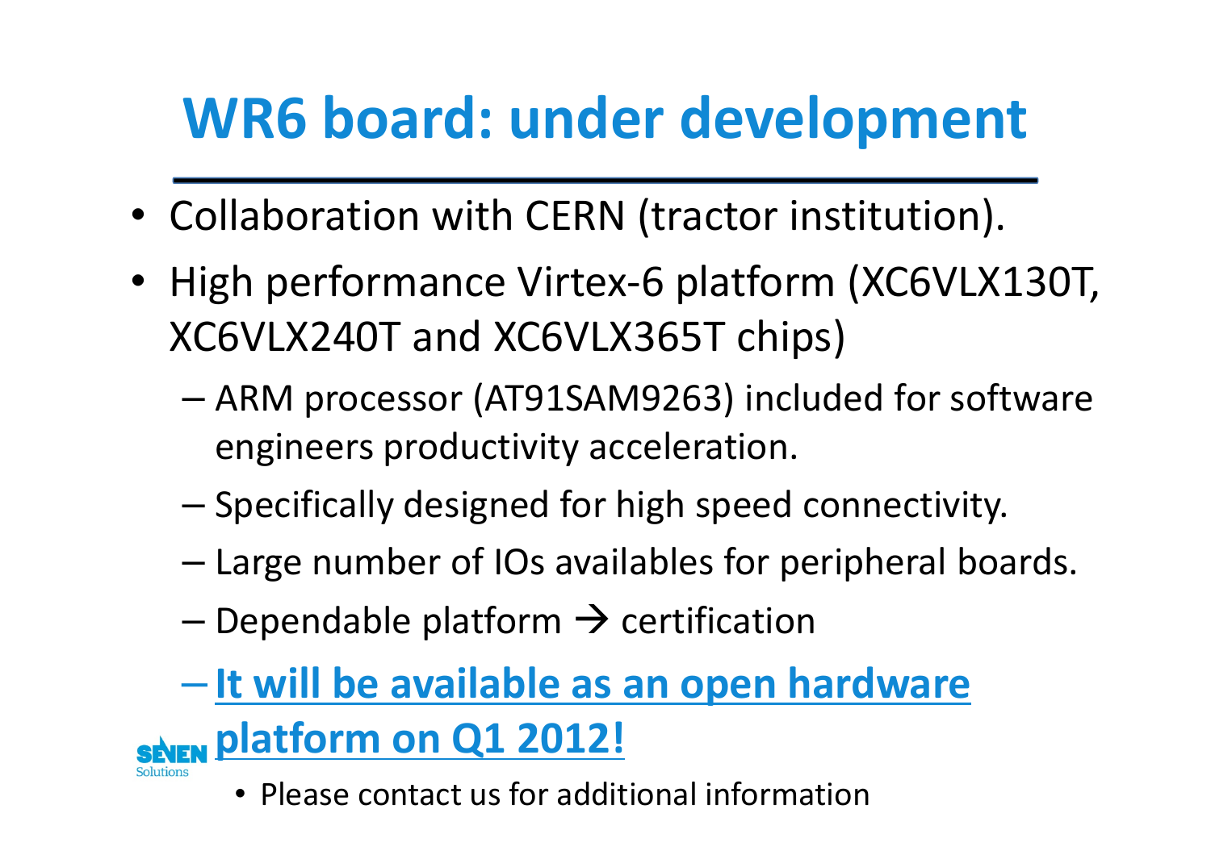# WR6 board: under development

- Collaboration with CERN (tractor institution).
- High performance Virtex-6 platform (XC6VLX130T, XC6VLX240T and XC6VLX365T chips)
  - ARM processor (AT91SAM9263) included for software engineers productivity acceleration.
  - Specifically designed for high speed connectivity.
  - Large number of IOs availables for peripheral boards.
  - Dependable platform → certification
  - **It will be available as an open hardware platform on Q1 2012!**
    - Please contact us for additional information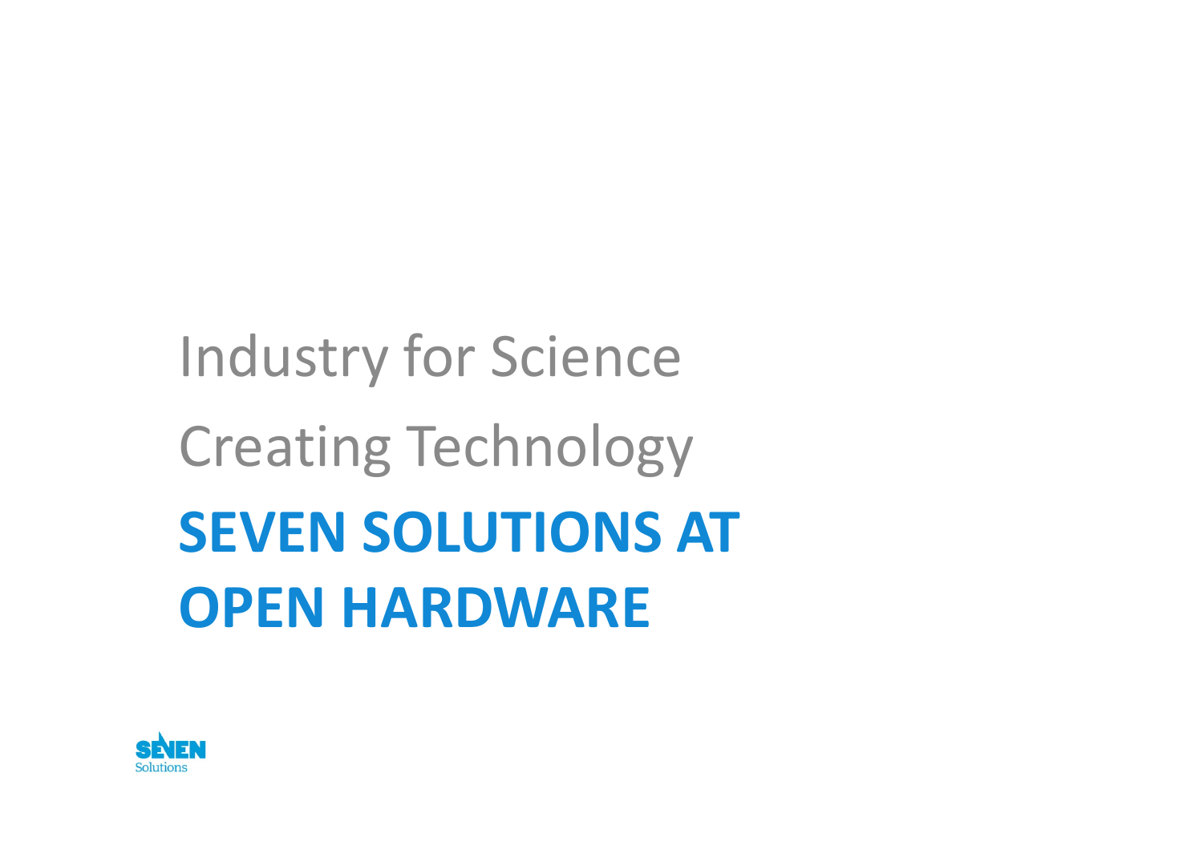Industry for Science

Creating Technology

# SEVEN SOLUTIONS AT OPEN HARDWARE

SEVEN Solutions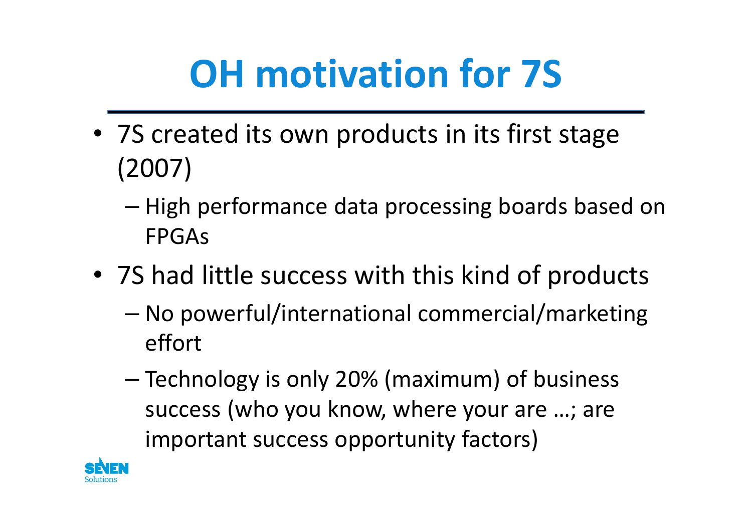# OH motivation for 7S

- 7S created its own products in its first stage (2007)
  - High performance data processing boards based on FPGAs
- 7S had little success with this kind of products
  - No powerful/international commercial/marketing effort
  - Technology is only 20% (maximum) of business success (who you know, where your are …; are important success opportunity factors)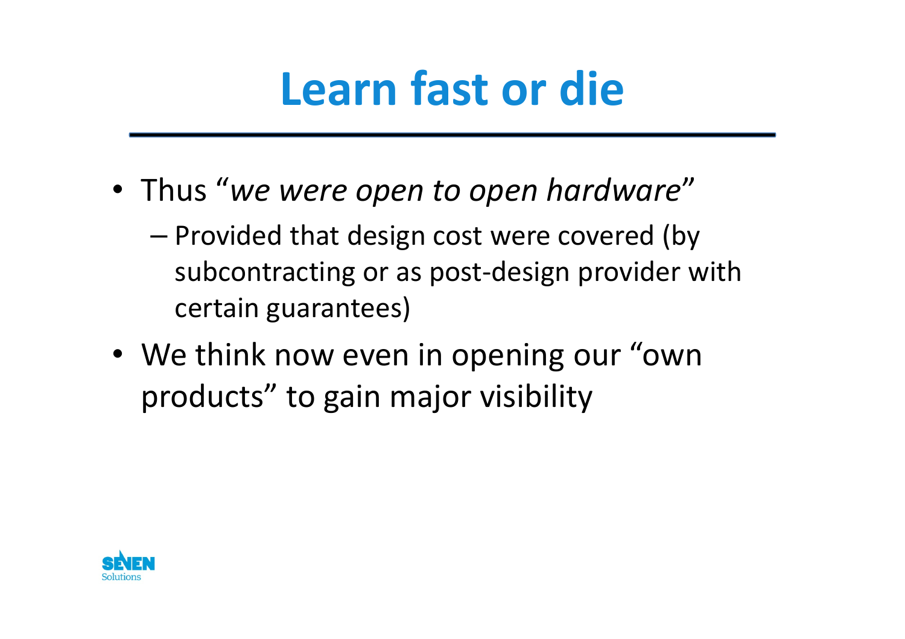# Learn fast or die

- Thus “*we were open to open hardware*”
  - Provided that design cost were covered (by subcontracting or as post-design provider with certain guarantees)
- We think now even in opening our “own products” to gain major visibility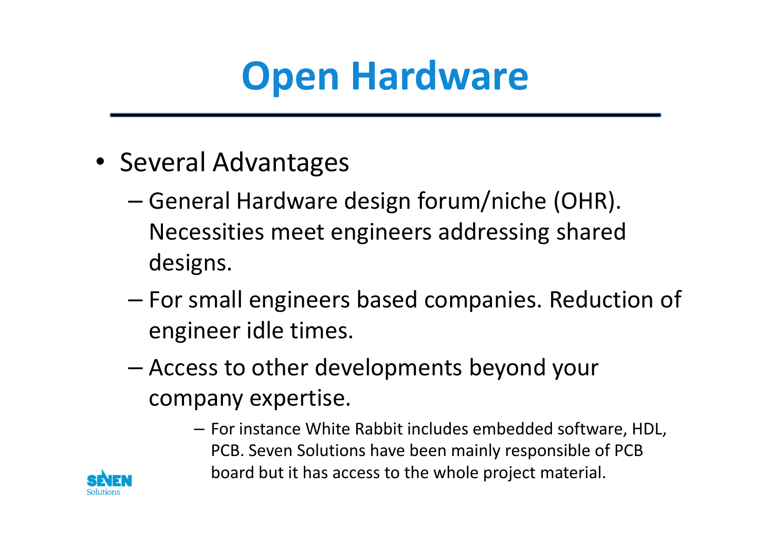# Open Hardware

- Several Advantages
  - General Hardware design forum/niche (OHR). Necessities meet engineers addressing shared designs.
  - For small engineers based companies. Reduction of engineer idle times.
  - Access to other developments beyond your company expertise.
    - For instance White Rabbit includes embedded software, HDL, PCB. Seven Solutions have been mainly responsible of PCB board but it has access to the whole project material.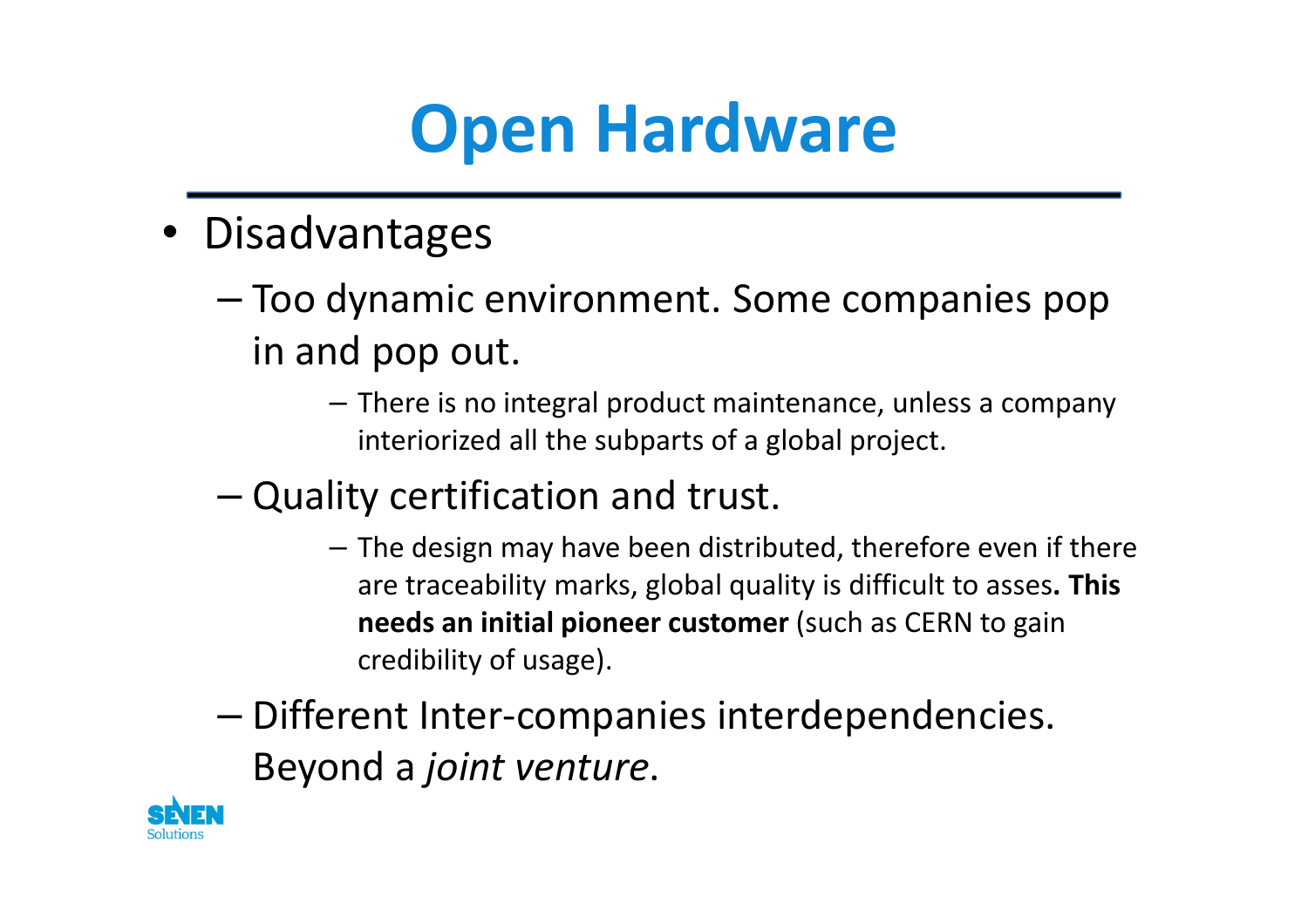# Open Hardware

- Disadvantages
  - Too dynamic environment. Some companies pop in and pop out.
    - There is no integral product maintenance, unless a company interiorized all the subparts of a global project.
  - Quality certification and trust.
    - The design may have been distributed, therefore even if there are traceability marks, global quality is difficult to asses**. This needs an initial pioneer customer** (such as CERN to gain credibility of usage).
  - Different Inter-companies interdependencies. Beyond a *joint venture*.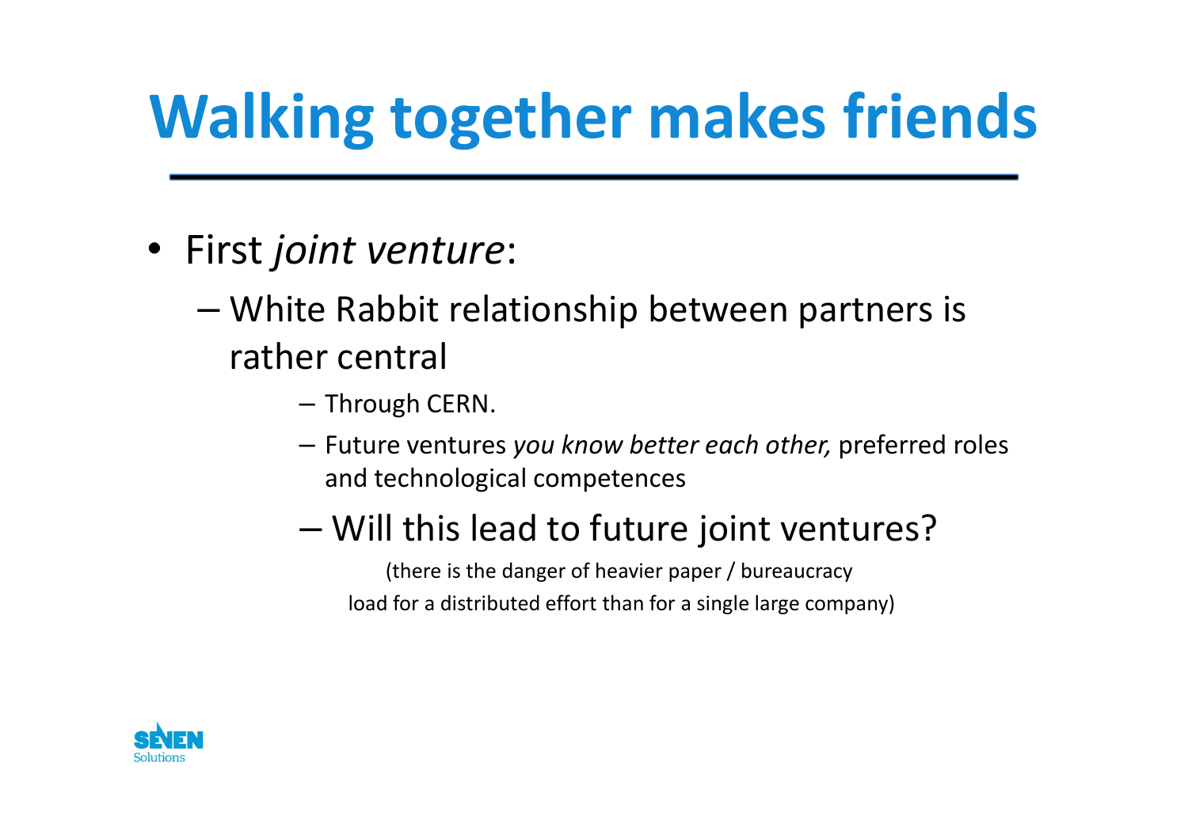# Walking together makes friends

- First *joint venture*:
  - White Rabbit relationship between partners is rather central
    - Through CERN.
    - Future ventures *you know better each other,* preferred roles and technological competences
    - Will this lead to future joint ventures?

      (there is the danger of heavier paper / bureaucracy load for a distributed effort than for a single large company)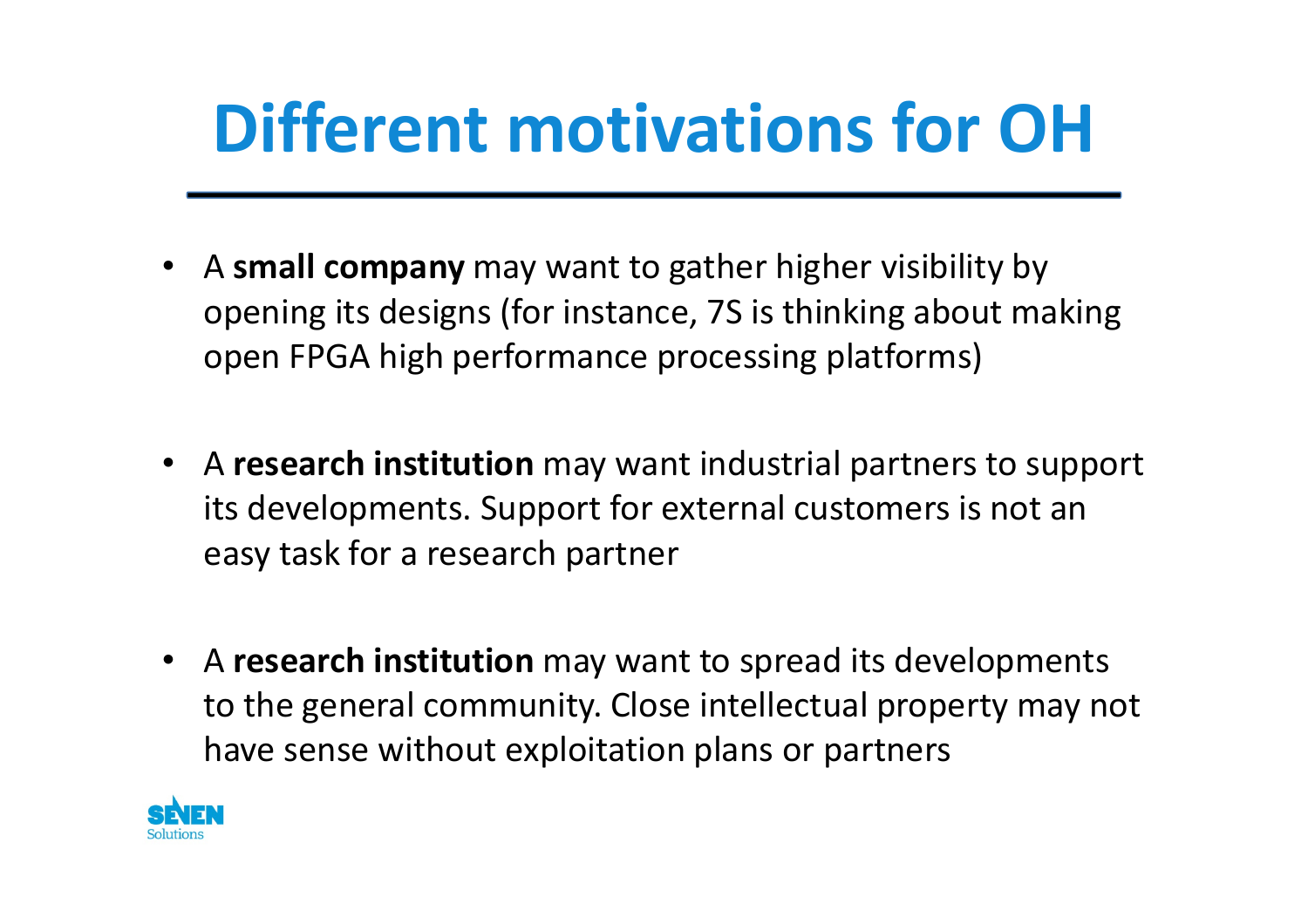# Different motivations for OH

- A **small company** may want to gather higher visibility by opening its designs (for instance, 7S is thinking about making open FPGA high performance processing platforms)

- A **research institution** may want industrial partners to support its developments. Support for external customers is not an easy task for a research partner

- A **research institution** may want to spread its developments to the general community. Close intellectual property may not have sense without exploitation plans or partners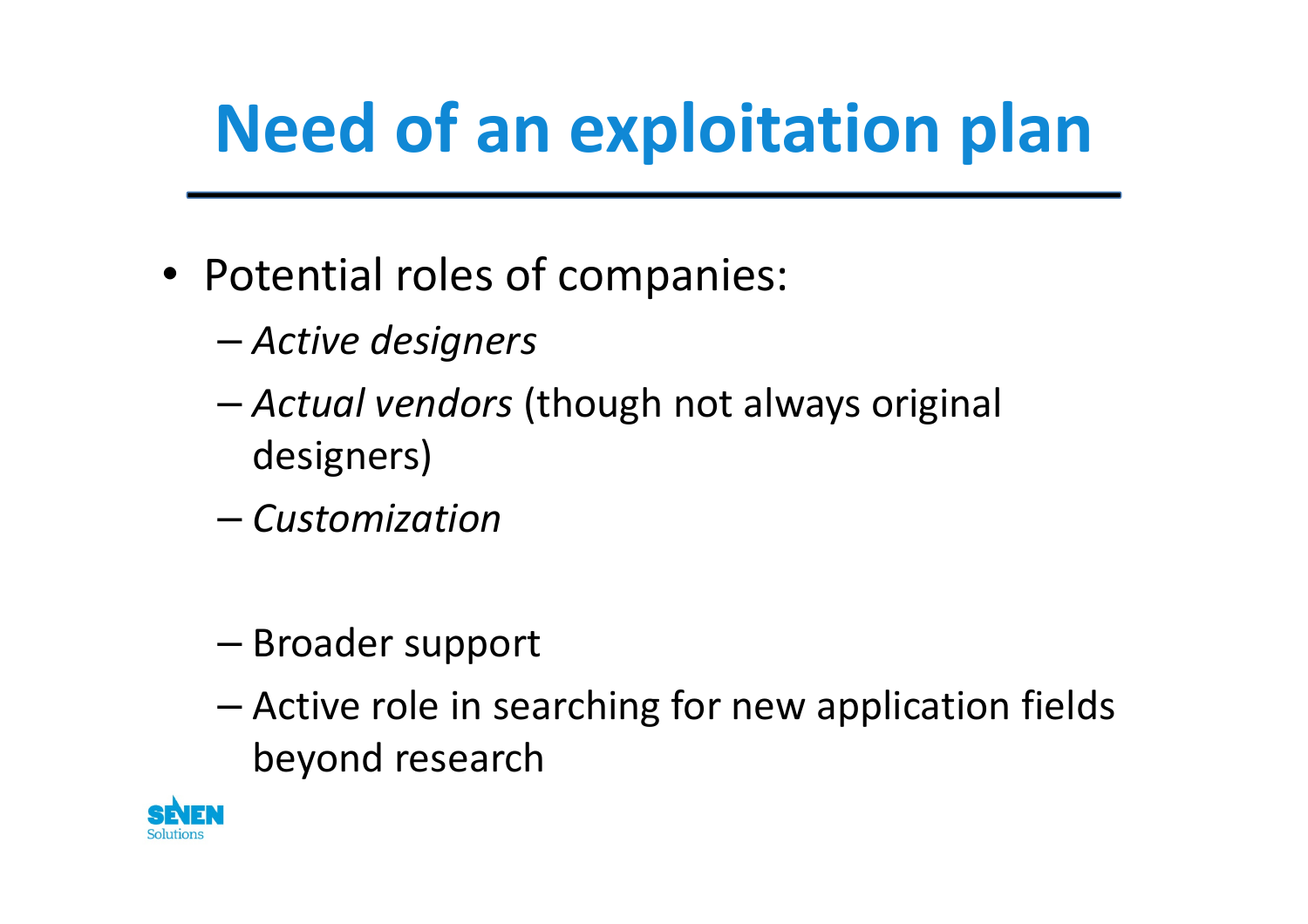# Need of an exploitation plan

- Potential roles of companies:
  - *Active designers*
  - *Actual vendors* (though not always original designers)
  - *Customization*

  - Broader support
  - Active role in searching for new application fields beyond research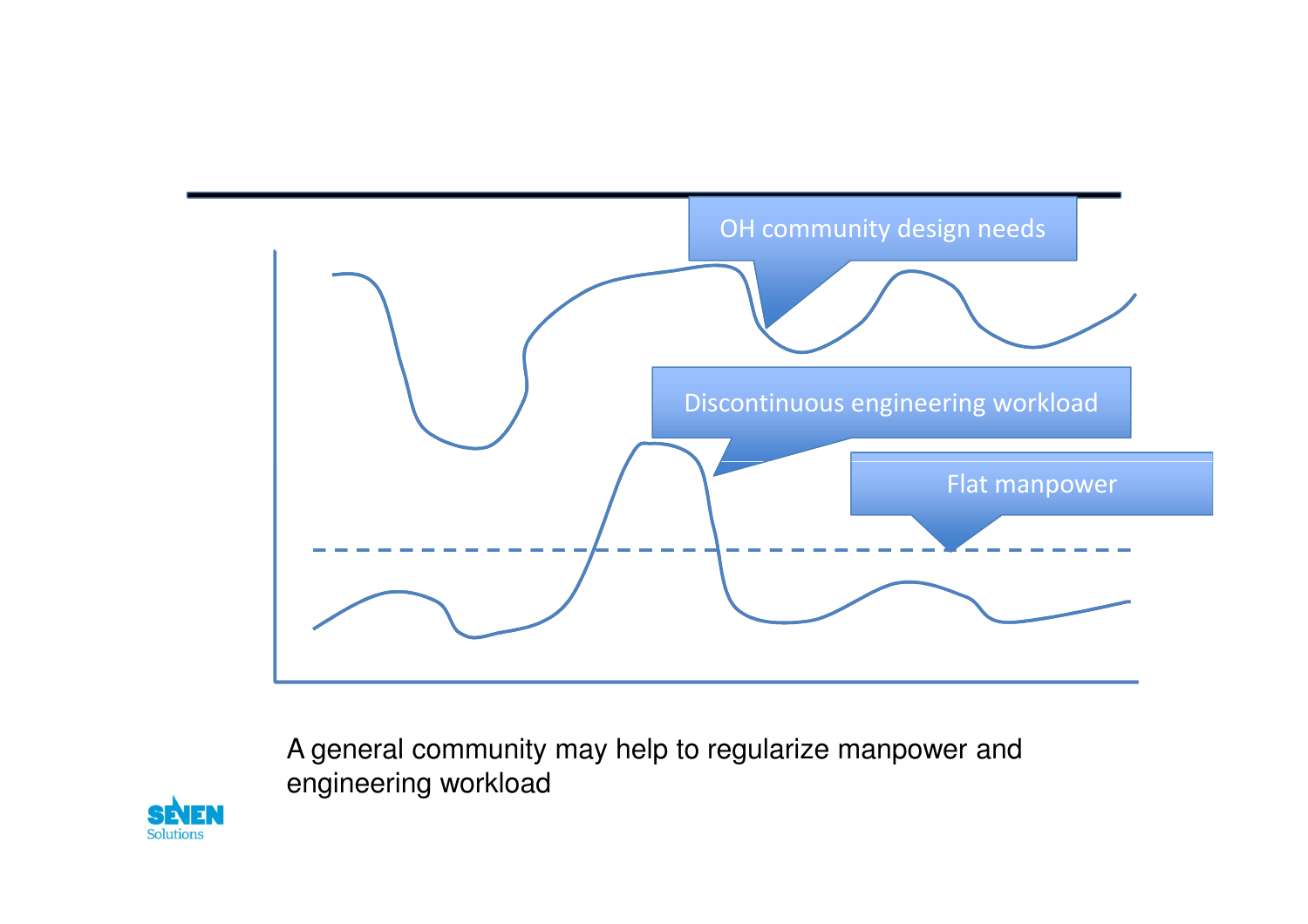OH community design needs

Discontinuous engineering workload

Flat manpower

A general community may help to regularize manpower and engineering workload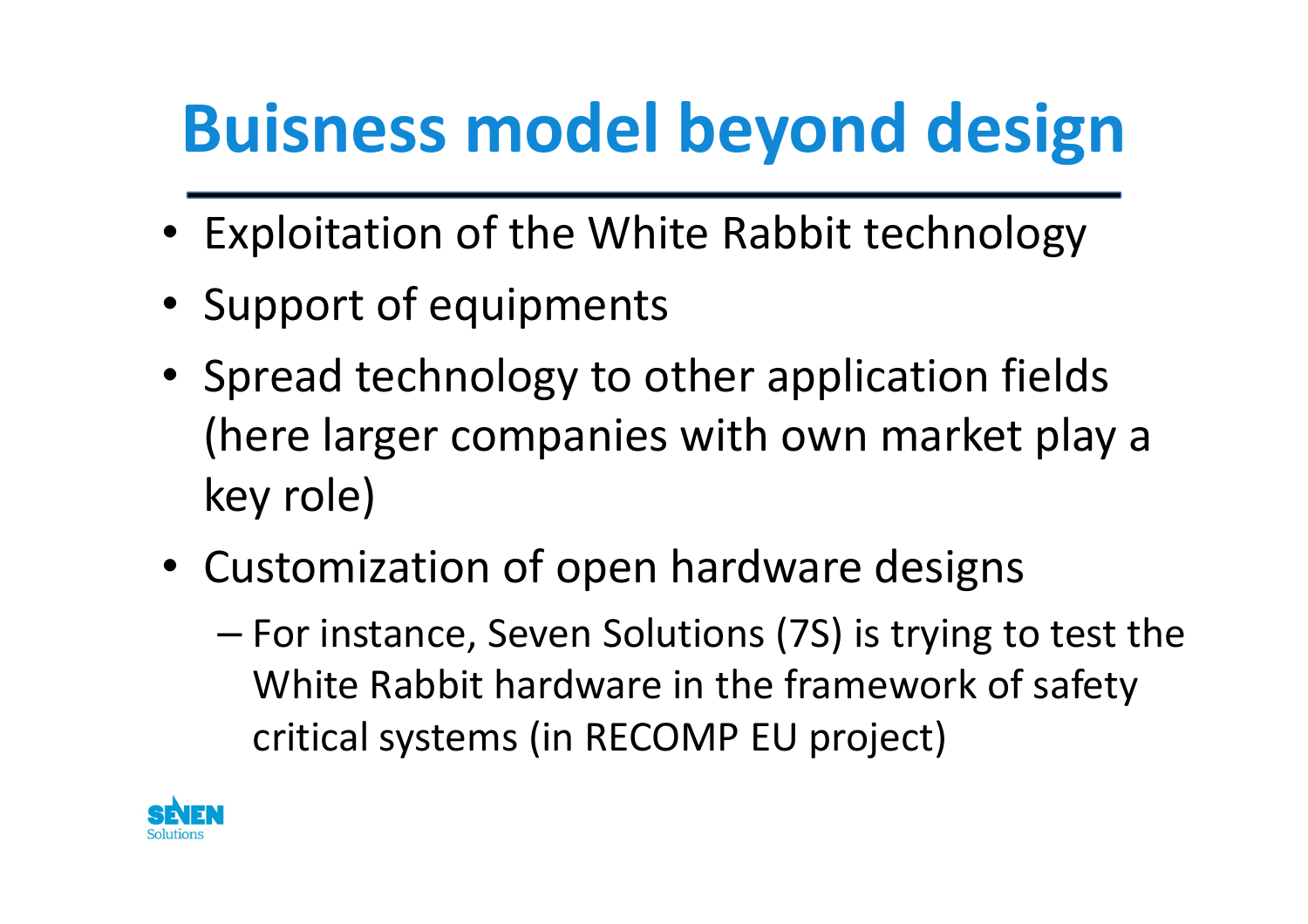# Buisness model beyond design

- Exploitation of the White Rabbit technology
- Support of equipments
- Spread technology to other application fields (here larger companies with own market play a key role)
- Customization of open hardware designs
  - For instance, Seven Solutions (7S) is trying to test the White Rabbit hardware in the framework of safety critical systems (in RECOMP EU project)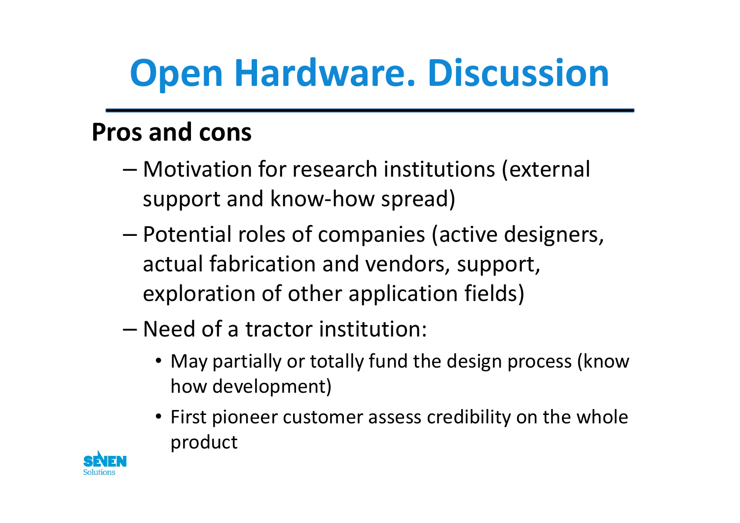# Open Hardware. Discussion

## Pros and cons

- Motivation for research institutions (external support and know-how spread)
- Potential roles of companies (active designers, actual fabrication and vendors, support, exploration of other application fields)
- Need of a tractor institution:
  - May partially or totally fund the design process (know how development)
  - First pioneer customer assess credibility on the whole product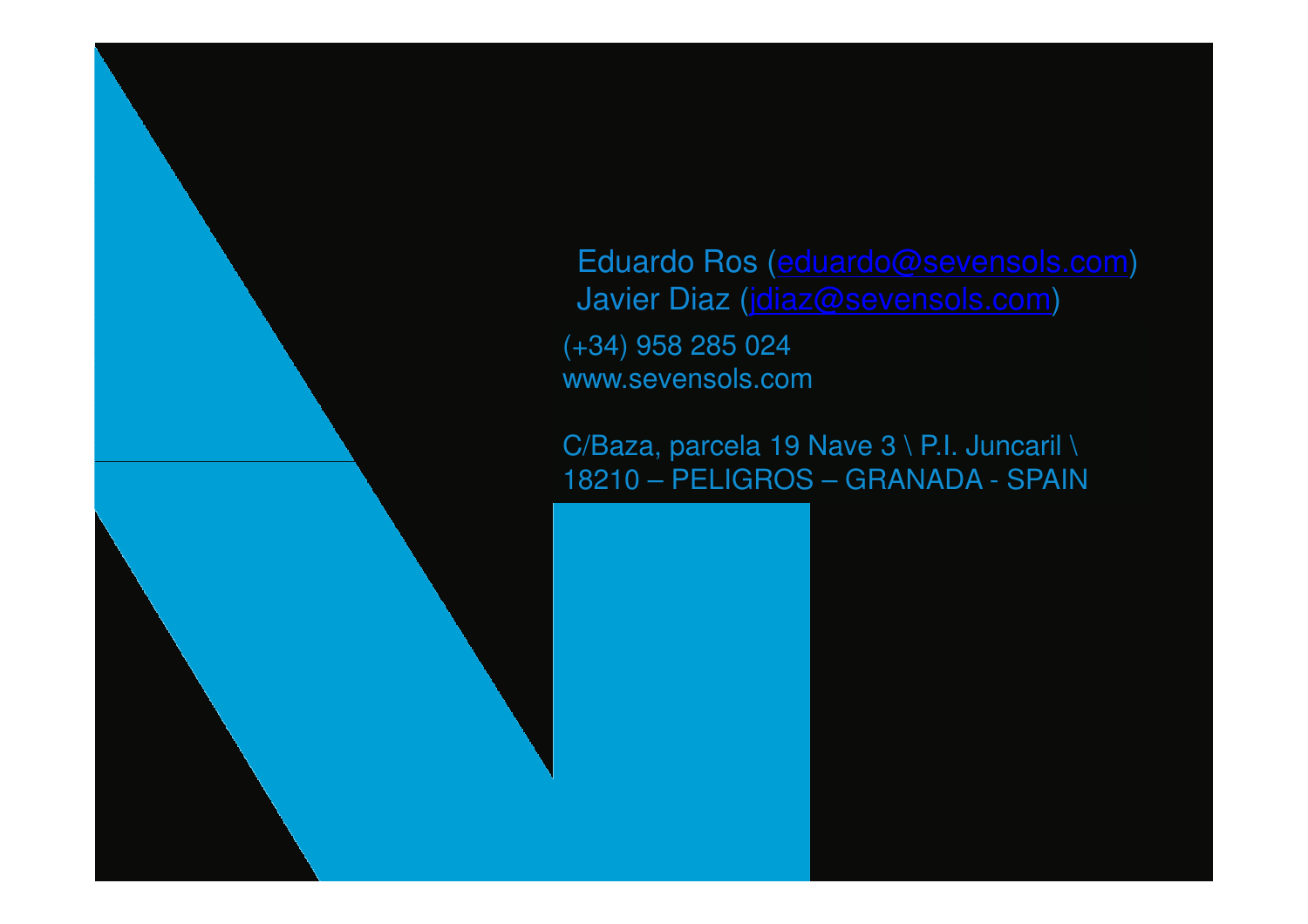Eduardo Ros (eduardo@sevensols.com)
Javier Diaz (jdiaz@sevensols.com)

(+34) 958 285 024
www.sevensols.com

C/Baza, parcela 19 Nave 3 \ P.I. Juncaril \
18210 – PELIGROS – GRANADA - SPAIN